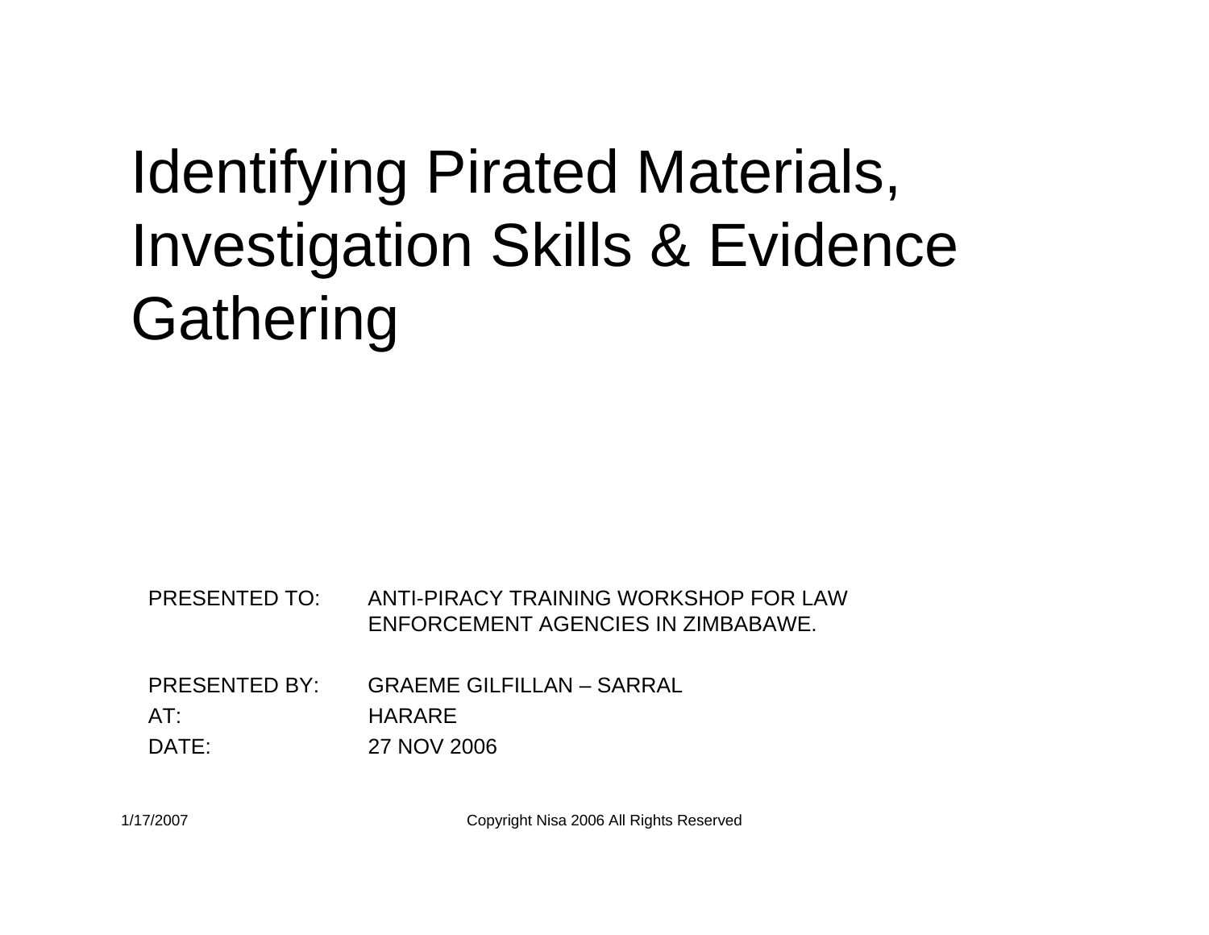# Identifying Pirated Materials, Investigation Skills & Evidence Gathering

| | |
|---|---|
| PRESENTED TO: | ANTI-PIRACY TRAINING WORKSHOP FOR LAW ENFORCEMENT AGENCIES IN ZIMBABWE. |
| PRESENTED BY: | GRAEME GILFILLAN – SARRAL |
| AT: | HARARE |
| DATE: | 27 NOV 2006 |

1/17/2007

Copyright Nisa 2006 All Rights Reserved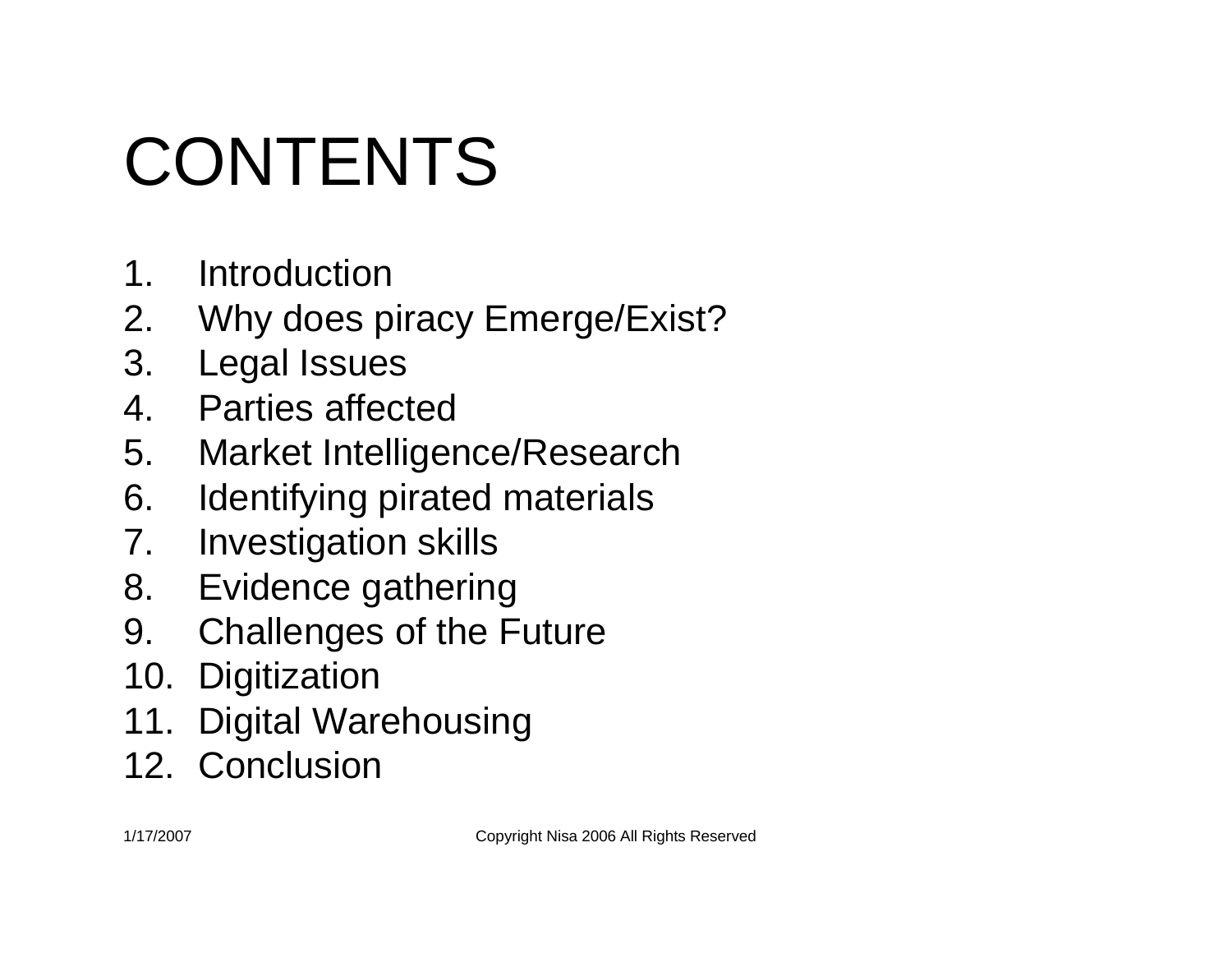# CONTENTS

1. Introduction
2. Why does piracy Emerge/Exist?
3. Legal Issues
4. Parties affected
5. Market Intelligence/Research
6. Identifying pirated materials
7. Investigation skills
8. Evidence gathering
9. Challenges of the Future
10. Digitization
11. Digital Warehousing
12. Conclusion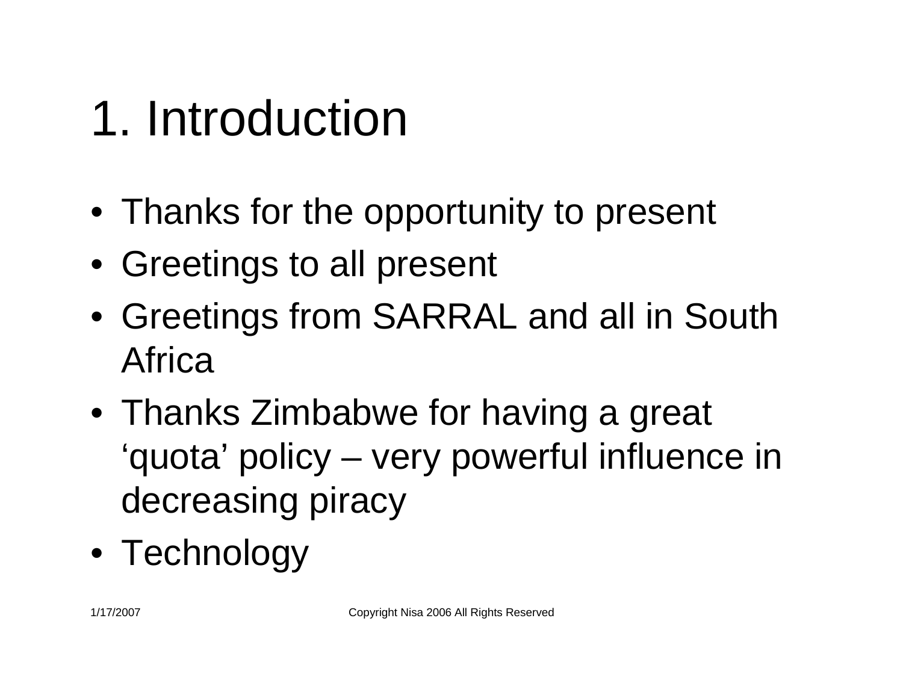# 1. Introduction

- Thanks for the opportunity to present
- Greetings to all present
- Greetings from SARRAL and all in South Africa
- Thanks Zimbabwe for having a great 'quota' policy – very powerful influence in decreasing piracy
- Technology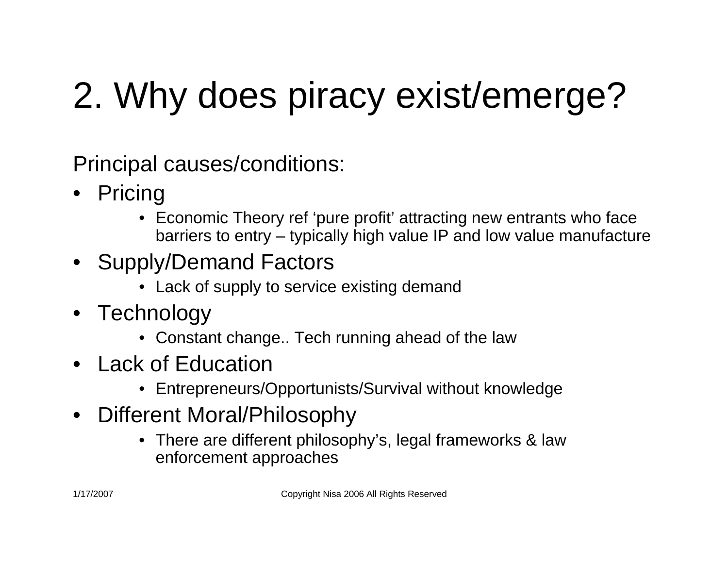# 2. Why does piracy exist/emerge?

Principal causes/conditions:

- Pricing
  - Economic Theory ref 'pure profit' attracting new entrants who face barriers to entry – typically high value IP and low value manufacture
- Supply/Demand Factors
  - Lack of supply to service existing demand
- Technology
  - Constant change.. Tech running ahead of the law
- Lack of Education
  - Entrepreneurs/Opportunists/Survival without knowledge
- Different Moral/Philosophy
  - There are different philosophy's, legal frameworks & law enforcement approaches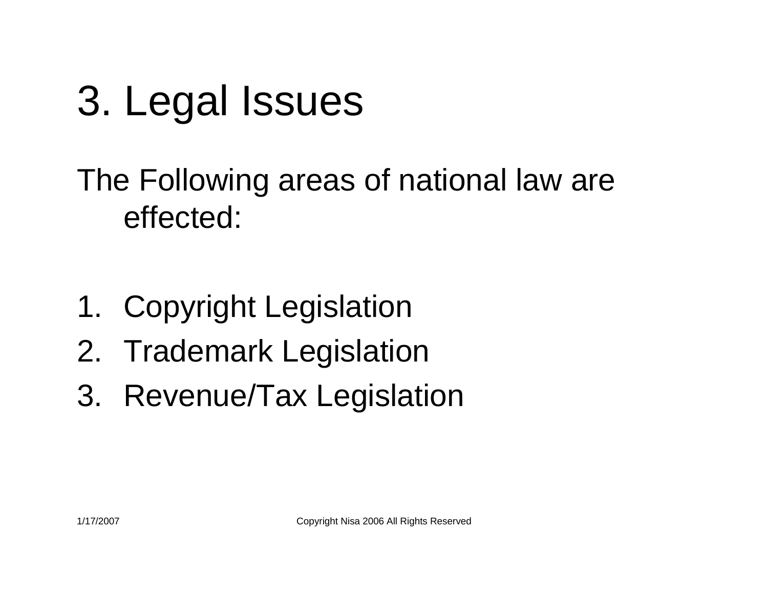# 3. Legal Issues

The Following areas of national law are effected:

1. Copyright Legislation
2. Trademark Legislation
3. Revenue/Tax Legislation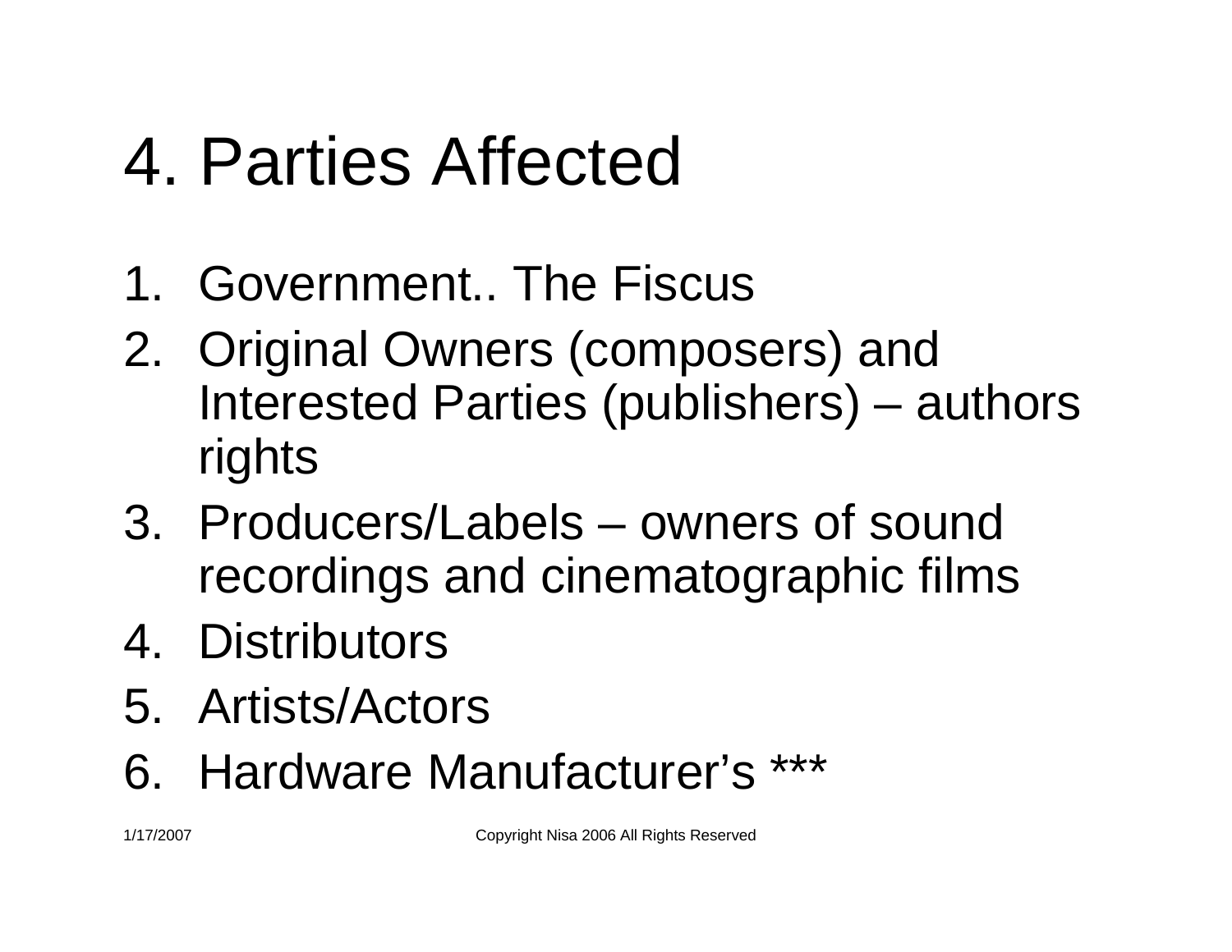# 4. Parties Affected

1. Government.. The Fiscus
2. Original Owners (composers) and Interested Parties (publishers) – authors rights
3. Producers/Labels – owners of sound recordings and cinematographic films
4. Distributors
5. Artists/Actors
6. Hardware Manufacturer’s ***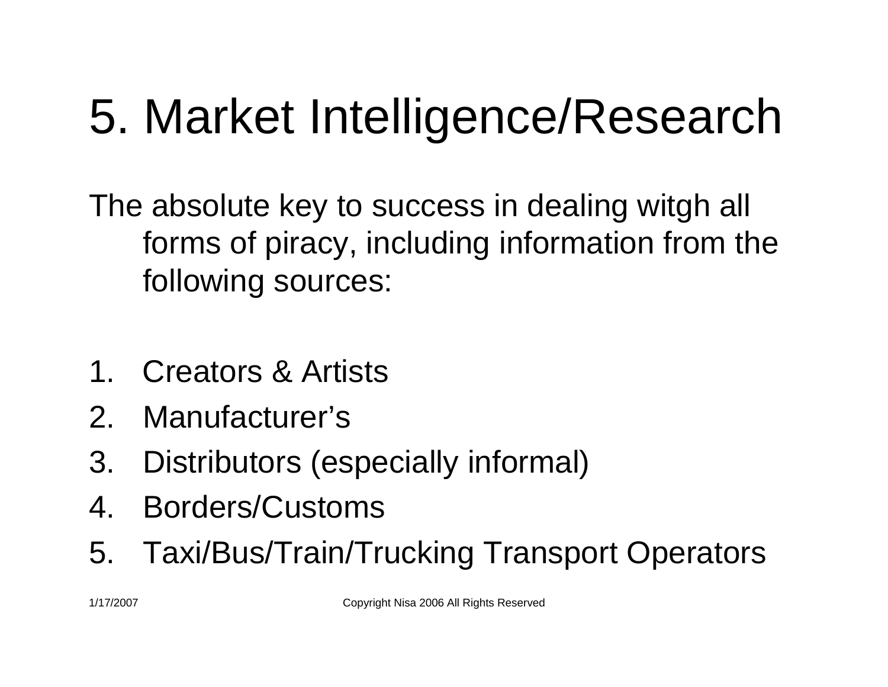# 5. Market Intelligence/Research

The absolute key to success in dealing witgh all forms of piracy, including information from the following sources:

1. Creators & Artists
2. Manufacturer's
3. Distributors (especially informal)
4. Borders/Customs
5. Taxi/Bus/Train/Trucking Transport Operators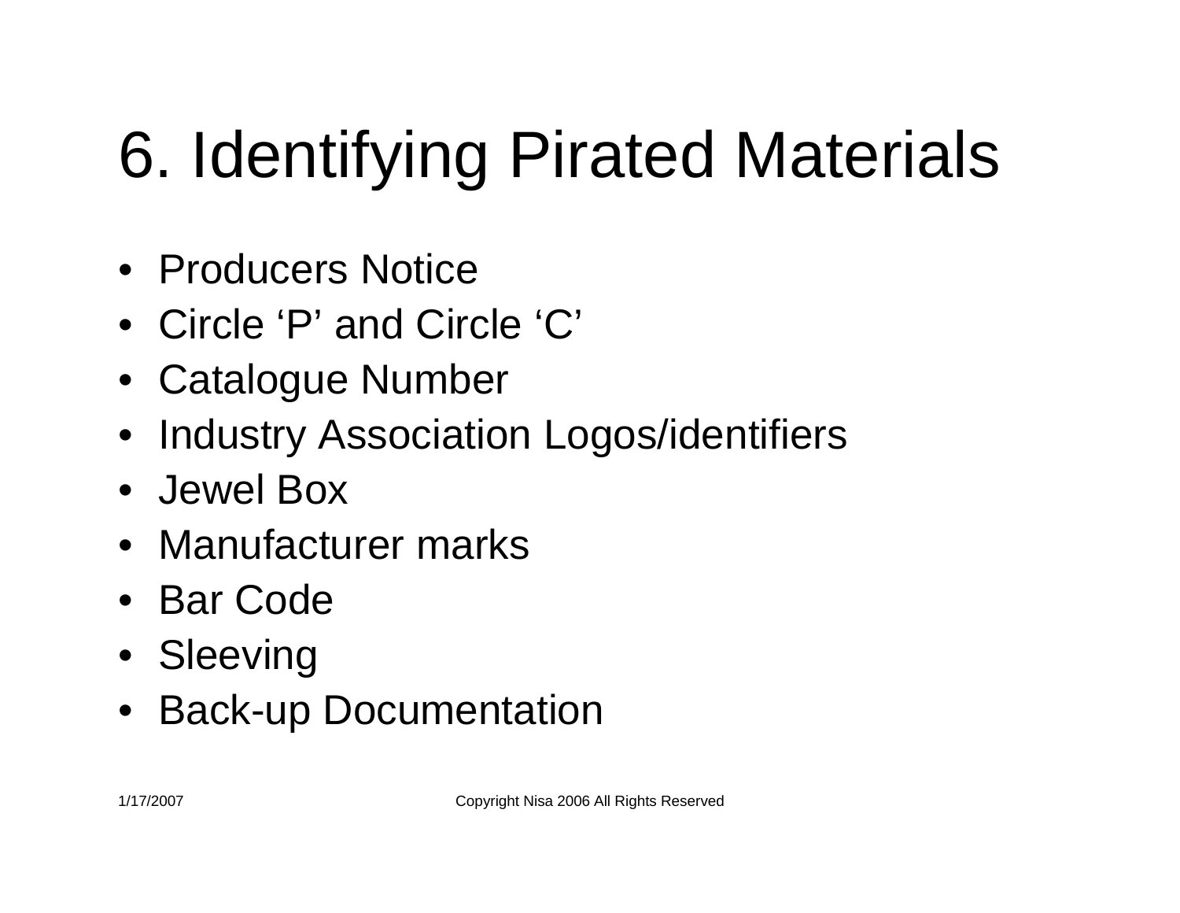# 6. Identifying Pirated Materials

- Producers Notice
- Circle ‘P’ and Circle ‘C’
- Catalogue Number
- Industry Association Logos/identifiers
- Jewel Box
- Manufacturer marks
- Bar Code
- Sleeving
- Back-up Documentation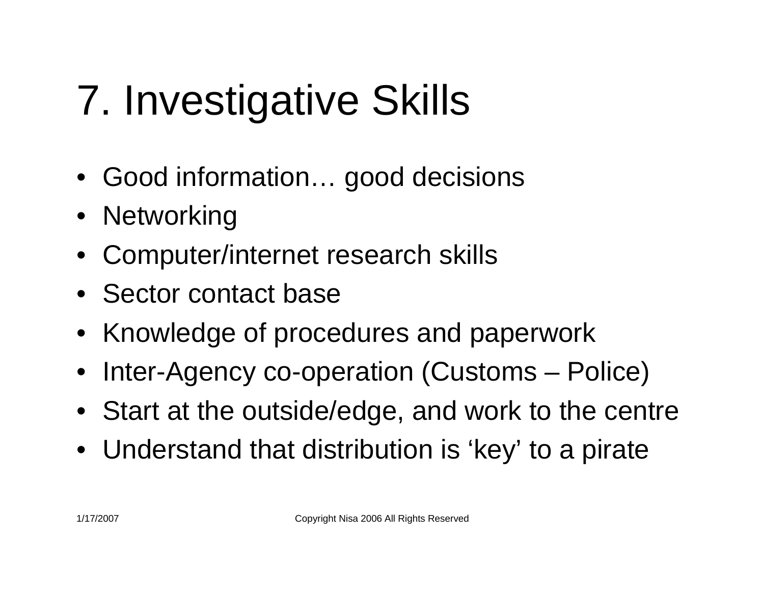# 7. Investigative Skills

- Good information… good decisions
- Networking
- Computer/internet research skills
- Sector contact base
- Knowledge of procedures and paperwork
- Inter-Agency co-operation (Customs – Police)
- Start at the outside/edge, and work to the centre
- Understand that distribution is ‘key’ to a pirate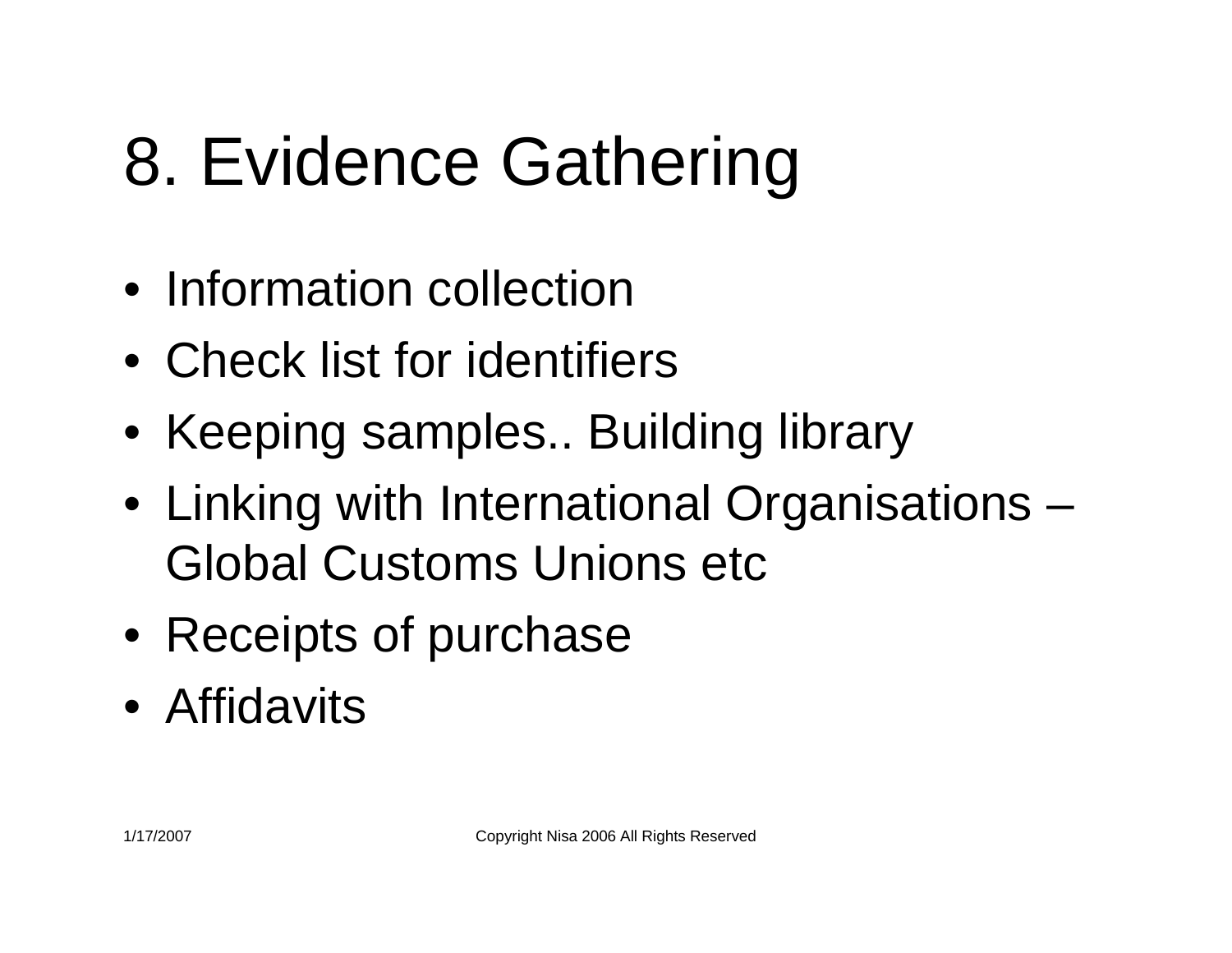# 8. Evidence Gathering

- Information collection
- Check list for identifiers
- Keeping samples.. Building library
- Linking with International Organisations – Global Customs Unions etc
- Receipts of purchase
- Affidavits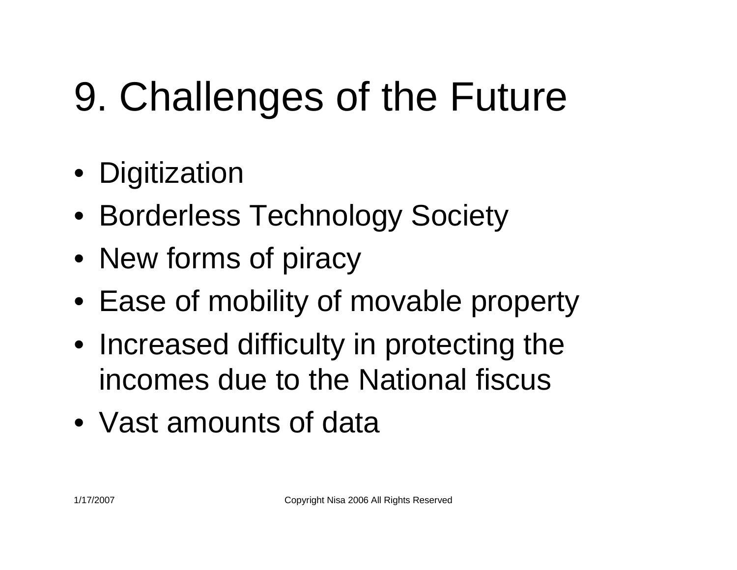# 9. Challenges of the Future

- Digitization
- Borderless Technology Society
- New forms of piracy
- Ease of mobility of movable property
- Increased difficulty in protecting the incomes due to the National fiscus
- Vast amounts of data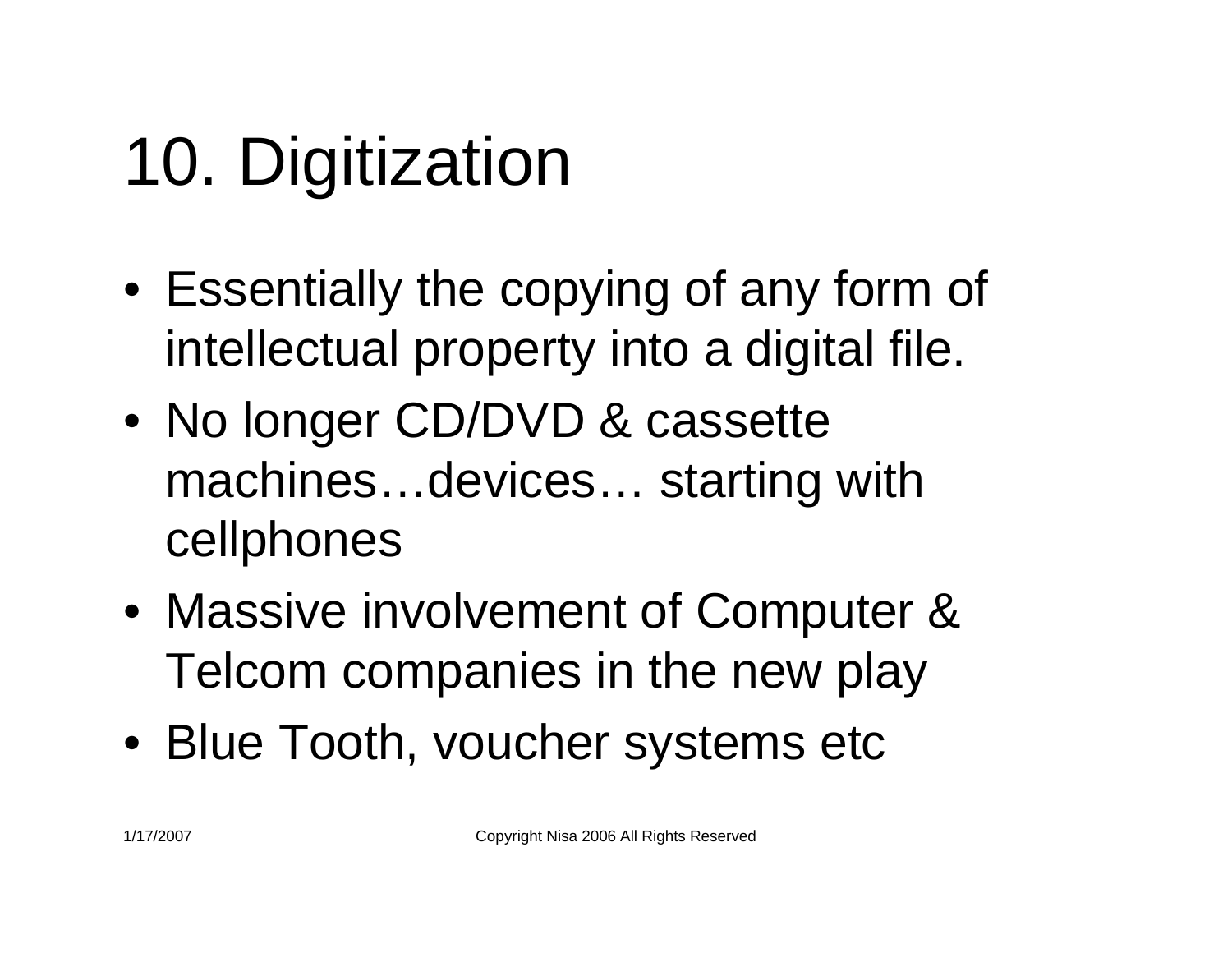# 10. Digitization

- Essentially the copying of any form of intellectual property into a digital file.
- No longer CD/DVD & cassette machines…devices… starting with cellphones
- Massive involvement of Computer & Telcom companies in the new play
- Blue Tooth, voucher systems etc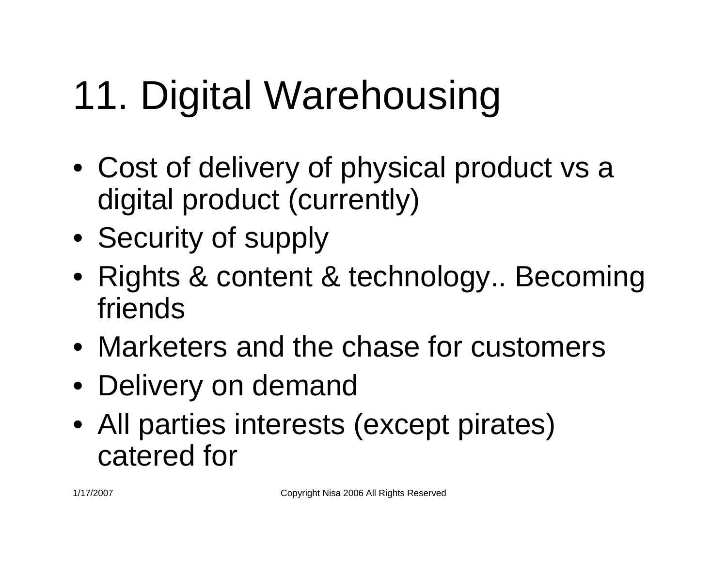# 11. Digital Warehousing

- Cost of delivery of physical product vs a digital product (currently)
- Security of supply
- Rights & content & technology.. Becoming friends
- Marketers and the chase for customers
- Delivery on demand
- All parties interests (except pirates) catered for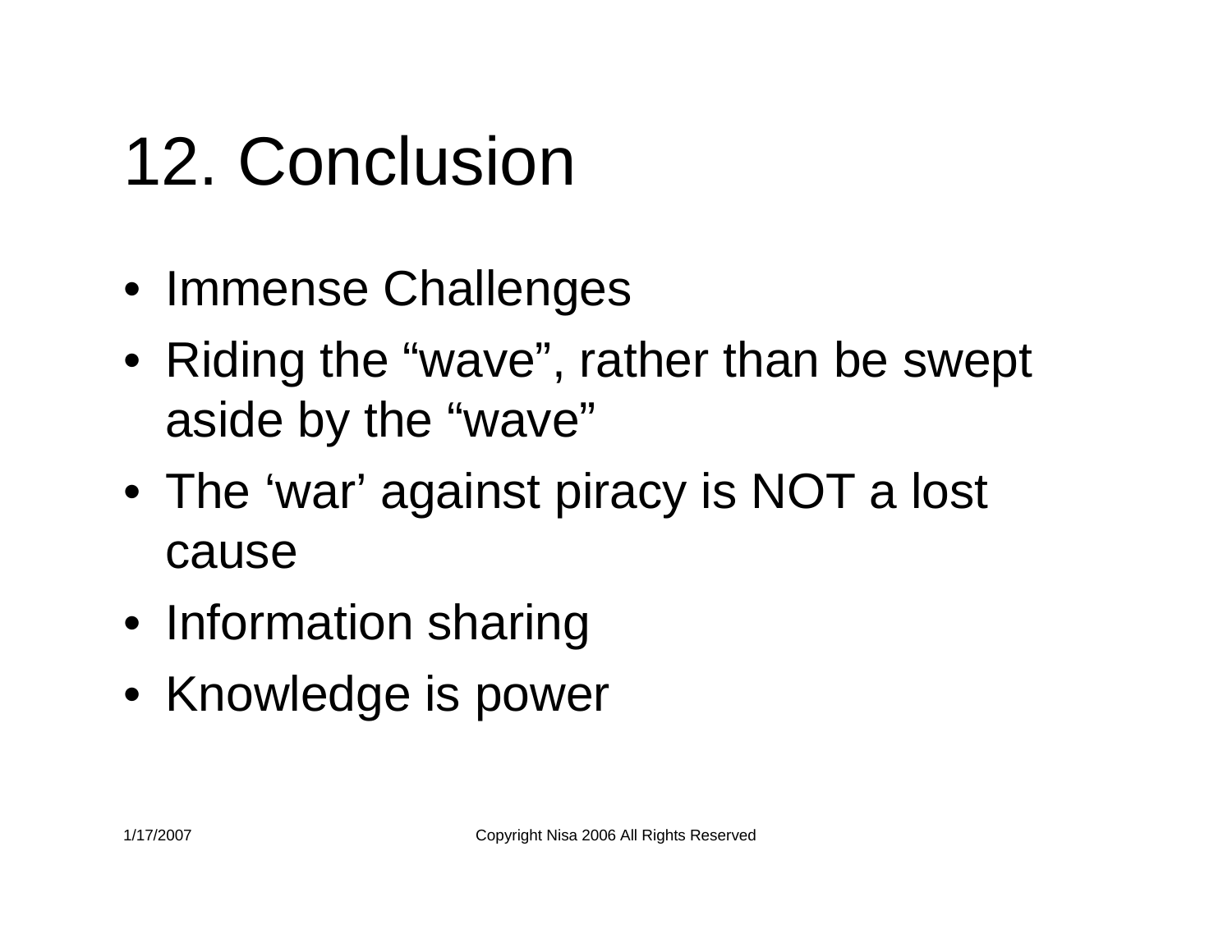# 12. Conclusion

- Immense Challenges
- Riding the “wave”, rather than be swept aside by the “wave”
- The ‘war’ against piracy is NOT a lost cause
- Information sharing
- Knowledge is power